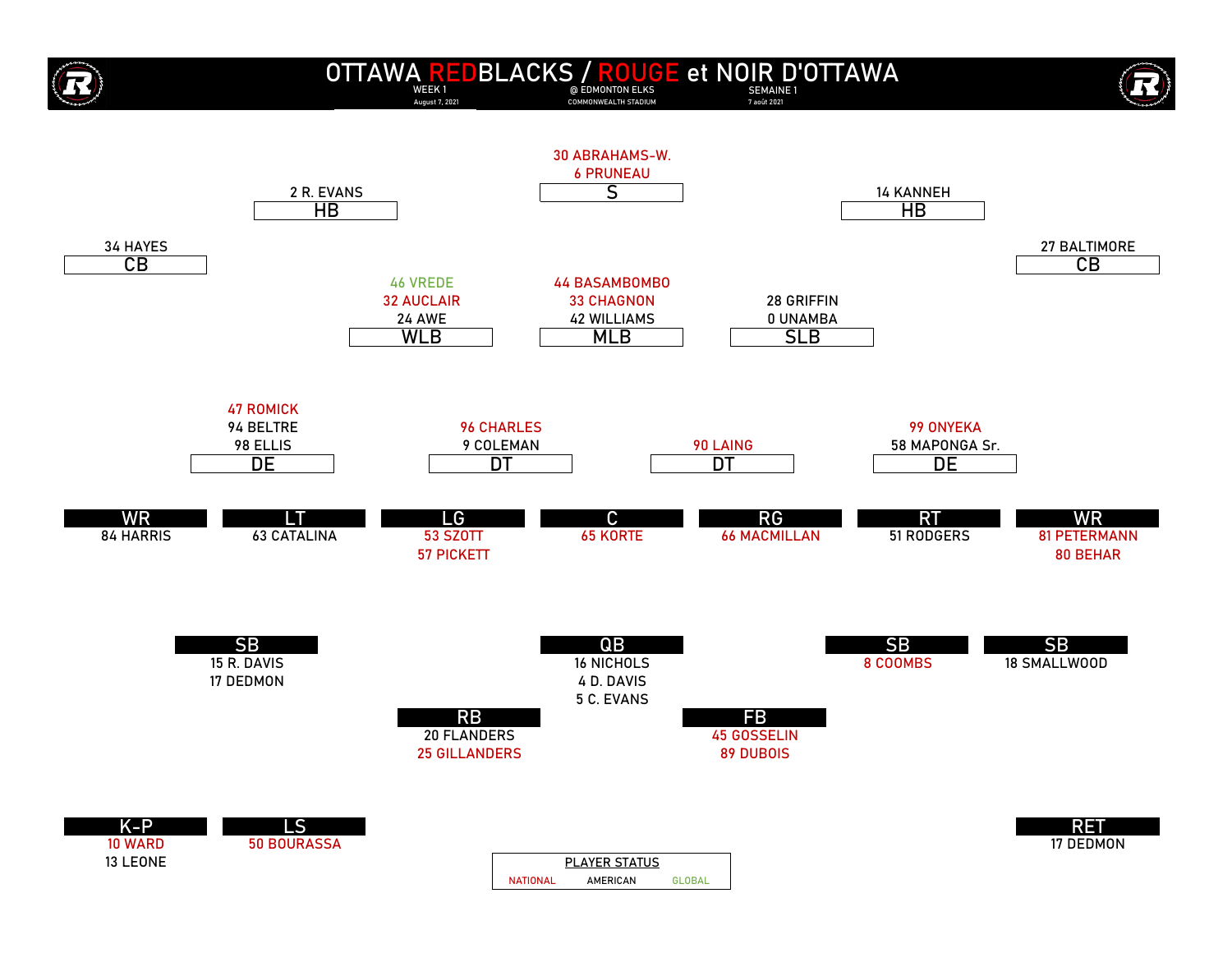# OTTAWA REDBLACKS / ROUGE et NOIR D'OTTAWA

WEEK 1 — August 7, 2021 — @ EDMONTON ELKS — COMMONWEALTH STADIUM — SEMAINE 1 — 7 août 2021

## Defence

| Position | Players |
|---|---|
| CB | 34 HAYES |
| HB | 2 R. EVANS |
| S | 30 ABRAHAMS-W., 6 PRUNEAU |
| HB | 14 KANNEH |
| CB | 27 BALTIMORE |
| WLB | 46 VREDE, 32 AUCLAIR, 24 AWE |
| MLB | 44 BASAMBOMBO, 33 CHAGNON, 42 WILLIAMS |
| SLB | 28 GRIFFIN, 0 UNAMBA |
| DE | 47 ROMICK, 94 BELTRE, 98 ELLIS |
| DT | 96 CHARLES, 9 COLEMAN |
| DT | 90 LAING |
| DE | 99 ONYEKA, 58 MAPONGA Sr. |

## Offence

| Position | Players |
|---|---|
| WR | 84 HARRIS |
| LT | 63 CATALINA |
| LG | 53 SZOTT, 57 PICKETT |
| C | 65 KORTE |
| RG | 66 MACMILLAN |
| RT | 51 RODGERS |
| WR | 81 PETERMANN, 80 BEHAR |
| SB | 15 R. DAVIS, 17 DEDMON |
| QB | 16 NICHOLS, 4 D. DAVIS, 5 C. EVANS |
| SB | 8 COOMBS |
| SB | 18 SMALLWOOD |
| RB | 20 FLANDERS, 25 GILLANDERS |
| FB | 45 GOSSELIN, 89 DUBOIS |

## Special Teams

| Position | Players |
|---|---|
| K-P | 10 WARD, 13 LEONE |
| LS | 50 BOURASSA |
| RET | 17 DEDMON |

**PLAYER STATUS**

NATIONAL — AMERICAN — GLOBAL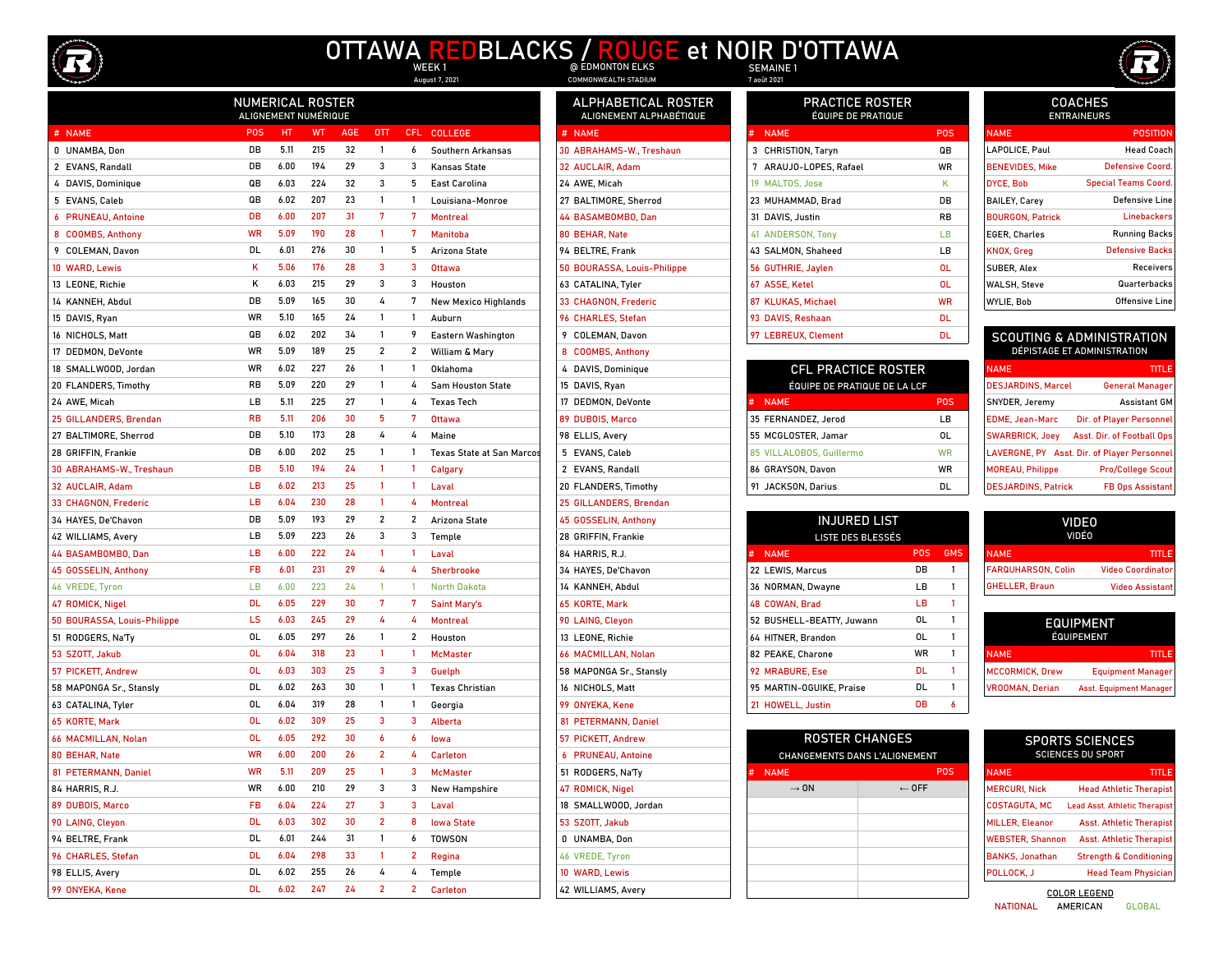# OTTAWA REDBLACKS / ROUGE et NOIR D'OTTAWA

WEEK 1 — August 7, 2021 | @ EDMONTON ELKS — COMMONWEALTH STADIUM | SEMAINE 1 — 7 août 2021

## NUMERICAL ROSTER / ALIGNEMENT NUMÉRIQUE

| # | NAME | POS | HT | WT | AGE | OTT | CFL | COLLEGE |
|---|---|---|---|---|---|---|---|---|
| 0 | UNAMBA, Don | DB | 5.11 | 215 | 32 | 1 | 6 | Southern Arkansas |
| 2 | EVANS, Randall | DB | 6.00 | 194 | 29 | 3 | 3 | Kansas State |
| 4 | DAVIS, Dominique | QB | 6.03 | 224 | 32 | 3 | 5 | East Carolina |
| 5 | EVANS, Caleb | QB | 6.02 | 207 | 23 | 1 | 1 | Louisiana-Monroe |
| 6 | PRUNEAU, Antoine | DB | 6.00 | 207 | 31 | 7 | 7 | Montreal |
| 8 | COOMBS, Anthony | WR | 5.09 | 190 | 28 | 1 | 7 | Manitoba |
| 9 | COLEMAN, Davon | DL | 6.01 | 276 | 30 | 1 | 5 | Arizona State |
| 10 | WARD, Lewis | K | 5.06 | 176 | 28 | 3 | 3 | Ottawa |
| 13 | LEONE, Richie | K | 6.03 | 215 | 29 | 3 | 3 | Houston |
| 14 | KANNEH, Abdul | DB | 5.09 | 165 | 30 | 4 | 7 | New Mexico Highlands |
| 15 | DAVIS, Ryan | WR | 5.10 | 165 | 24 | 1 | 1 | Auburn |
| 16 | NICHOLS, Matt | QB | 6.02 | 202 | 34 | 1 | 9 | Eastern Washington |
| 17 | DEDMON, DeVonte | WR | 5.09 | 189 | 25 | 2 | 2 | William & Mary |
| 18 | SMALLWOOD, Jordan | WR | 6.02 | 227 | 26 | 1 | 1 | Oklahoma |
| 20 | FLANDERS, Timothy | RB | 5.09 | 220 | 29 | 1 | 4 | Sam Houston State |
| 24 | AWE, Micah | LB | 5.11 | 225 | 27 | 1 | 4 | Texas Tech |
| 25 | GILLANDERS, Brendan | RB | 5.11 | 206 | 30 | 5 | 7 | Ottawa |
| 27 | BALTIMORE, Sherrod | DB | 5.10 | 173 | 28 | 4 | 4 | Maine |
| 28 | GRIFFIN, Frankie | DB | 6.00 | 202 | 25 | 1 | 1 | Texas State at San Marcos |
| 30 | ABRAHAMS-W., Treshaun | DB | 5.10 | 194 | 24 | 1 | 1 | Calgary |
| 32 | AUCLAIR, Adam | LB | 6.02 | 213 | 25 | 1 | 1 | Laval |
| 33 | CHAGNON, Frederic | LB | 6.04 | 230 | 28 | 1 | 4 | Montreal |
| 34 | HAYES, De'Chavon | DB | 5.09 | 193 | 29 | 2 | 2 | Arizona State |
| 42 | WILLIAMS, Avery | LB | 5.09 | 223 | 26 | 3 | 3 | Temple |
| 44 | BASAMBOMBO, Dan | LB | 6.00 | 222 | 24 | 1 | 1 | Laval |
| 45 | GOSSELIN, Anthony | FB | 6.01 | 231 | 29 | 4 | 4 | Sherbrooke |
| 46 | VREDE, Tyron | LB | 6.00 | 223 | 24 | 1 | 1 | North Dakota |
| 47 | ROMICK, Nigel | DL | 6.05 | 229 | 30 | 7 | 7 | Saint Mary's |
| 50 | BOURASSA, Louis-Philippe | LS | 6.03 | 245 | 29 | 4 | 4 | Montreal |
| 51 | RODGERS, Na'Ty | OL | 6.05 | 297 | 26 | 1 | 2 | Houston |
| 53 | SZOTT, Jakub | OL | 6.04 | 318 | 23 | 1 | 1 | McMaster |
| 57 | PICKETT, Andrew | OL | 6.03 | 303 | 25 | 3 | 3 | Guelph |
| 58 | MAPONGA Sr., Stansly | DL | 6.02 | 263 | 30 | 1 | 1 | Texas Christian |
| 63 | CATALINA, Tyler | OL | 6.04 | 319 | 28 | 1 | 1 | Georgia |
| 65 | KORTE, Mark | OL | 6.02 | 309 | 25 | 3 | 3 | Alberta |
| 66 | MACMILLAN, Nolan | OL | 6.05 | 292 | 30 | 6 | 6 | Iowa |
| 80 | BEHAR, Nate | WR | 6.00 | 200 | 26 | 2 | 4 | Carleton |
| 81 | PETERMANN, Daniel | WR | 5.11 | 209 | 25 | 1 | 3 | McMaster |
| 84 | HARRIS, R.J. | WR | 6.00 | 210 | 29 | 3 | 3 | New Hampshire |
| 89 | DUBOIS, Marco | FB | 6.04 | 224 | 27 | 3 | 3 | Laval |
| 90 | LAING, Cleyon | DL | 6.03 | 302 | 30 | 2 | 8 | Iowa State |
| 94 | BELTRE, Frank | DL | 6.01 | 244 | 31 | 1 | 6 | TOWSON |
| 96 | CHARLES, Stefan | DL | 6.04 | 298 | 33 | 1 | 2 | Regina |
| 98 | ELLIS, Avery | DL | 6.02 | 255 | 26 | 4 | 4 | Temple |
| 99 | ONYEKA, Kene | DL | 6.02 | 247 | 24 | 2 | 2 | Carleton |

## ALPHABETICAL ROSTER / ALIGNEMENT ALPHABÉTIQUE

| # | NAME |
|---|---|
| 30 | ABRAHAMS-W., Treshaun |
| 32 | AUCLAIR, Adam |
| 24 | AWE, Micah |
| 27 | BALTIMORE, Sherrod |
| 44 | BASAMBOMBO, Dan |
| 80 | BEHAR, Nate |
| 94 | BELTRE, Frank |
| 50 | BOURASSA, Louis-Philippe |
| 63 | CATALINA, Tyler |
| 33 | CHAGNON, Frederic |
| 96 | CHARLES, Stefan |
| 9 | COLEMAN, Davon |
| 8 | COOMBS, Anthony |
| 4 | DAVIS, Dominique |
| 15 | DAVIS, Ryan |
| 17 | DEDMON, DeVonte |
| 89 | DUBOIS, Marco |
| 98 | ELLIS, Avery |
| 5 | EVANS, Caleb |
| 2 | EVANS, Randall |
| 20 | FLANDERS, Timothy |
| 25 | GILLANDERS, Brendan |
| 45 | GOSSELIN, Anthony |
| 28 | GRIFFIN, Frankie |
| 84 | HARRIS, R.J. |
| 34 | HAYES, De'Chavon |
| 14 | KANNEH, Abdul |
| 65 | KORTE, Mark |
| 90 | LAING, Cleyon |
| 13 | LEONE, Richie |
| 66 | MACMILLAN, Nolan |
| 58 | MAPONGA Sr., Stansly |
| 16 | NICHOLS, Matt |
| 99 | ONYEKA, Kene |
| 81 | PETERMANN, Daniel |
| 57 | PICKETT, Andrew |
| 6 | PRUNEAU, Antoine |
| 51 | RODGERS, Na'Ty |
| 47 | ROMICK, Nigel |
| 18 | SMALLWOOD, Jordan |
| 53 | SZOTT, Jakub |
| 0 | UNAMBA, Don |
| 46 | VREDE, Tyron |
| 10 | WARD, Lewis |
| 42 | WILLIAMS, Avery |

## PRACTICE ROSTER / ÉQUIPE DE PRATIQUE

| # | NAME | POS |
|---|---|---|
| 3 | CHRISTION, Taryn | QB |
| 7 | ARAUJO-LOPES, Rafael | WR |
| 19 | MALTOS, Jose | K |
| 23 | MUHAMMAD, Brad | DB |
| 31 | DAVIS, Justin | RB |
| 41 | ANDERSON, Tony | LB |
| 43 | SALMON, Shaheed | LB |
| 56 | GUTHRIE, Jaylen | OL |
| 67 | ASSE, Ketel | OL |
| 87 | KLUKAS, Michael | WR |
| 93 | DAVIS, Reshaan | DL |
| 97 | LEBREUX, Clement | DL |

## CFL PRACTICE ROSTER / ÉQUIPE DE PRATIQUE DE LA LCF

| # | NAME | POS |
|---|---|---|
| 35 | FERNANDEZ, Jerod | LB |
| 55 | MCGLOSTER, Jamar | OL |
| 85 | VILLALOBOS, Guillermo | WR |
| 86 | GRAYSON, Davon | WR |
| 91 | JACKSON, Darius | DL |

## INJURED LIST / LISTE DES BLESSÉS

| # | NAME | POS | GMS |
|---|---|---|---|
| 22 | LEWIS, Marcus | DB | 1 |
| 36 | NORMAN, Dwayne | LB | 1 |
| 48 | COWAN, Brad | LB | 1 |
| 52 | BUSHELL-BEATTY, Juwann | OL | 1 |
| 64 | HITNER, Brandon | OL | 1 |
| 82 | PEAKE, Charone | WR | 1 |
| 92 | MRABURE, Ese | DL | 1 |
| 95 | MARTIN-OGUIKE, Praise | DL | 1 |
| 21 | HOWELL, Justin | DB | 6 |

## ROSTER CHANGES / CHANGEMENTS DANS L'ALIGNEMENT

| → ON | ← OFF |
|---|---|
| | |

## COACHES / ENTRAINEURS

| NAME | POSITION |
|---|---|
| LAPOLICE, Paul | Head Coach |
| BENEVIDES, Mike | Defensive Coord. |
| DYCE, Bob | Special Teams Coord. |
| BAILEY, Carey | Defensive Line |
| BOURGON, Patrick | Linebackers |
| EGER, Charles | Running Backs |
| KNOX, Greg | Defensive Backs |
| SUBER, Alex | Receivers |
| WALSH, Steve | Quarterbacks |
| WYLIE, Bob | Offensive Line |

## SCOUTING & ADMINISTRATION / DÉPISTAGE ET ADMINISTRATION

| NAME | TITLE |
|---|---|
| DESJARDINS, Marcel | General Manager |
| SNYDER, Jeremy | Assistant GM |
| EDME, Jean-Marc | Dir. of Player Personnel |
| SWARBRICK, Joey | Asst. Dir. of Football Ops |
| LAVERGNE, PY | Asst. Dir. of Player Personnel |
| MOREAU, Philippe | Pro/College Scout |
| DESJARDINS, Patrick | FB Ops Assistant |

## VIDEO / VIDÉO

| NAME | TITLE |
|---|---|
| FARQUHARSON, Colin | Video Coordinator |
| GHELLER, Braun | Video Assistant |

## EQUIPMENT / ÉQUIPEMENT

| NAME | TITLE |
|---|---|
| MCCORMICK, Drew | Equipment Manager |
| VROOMAN, Derian | Asst. Equipment Manager |

## SPORTS SCIENCES / SCIENCES DU SPORT

| NAME | TITLE |
|---|---|
| MERCURI, Nick | Head Athletic Therapist |
| COSTAGUTA, MC | Lead Asst. Athletic Therapist |
| MILLER, Eleanor | Asst. Athletic Therapist |
| WEBSTER, Shannon | Asst. Athletic Therapist |
| BANKS, Jonathan | Strength & Conditioning |
| POLLOCK, J | Head Team Physician |

COLOR LEGEND: NATIONAL | AMERICAN | GLOBAL